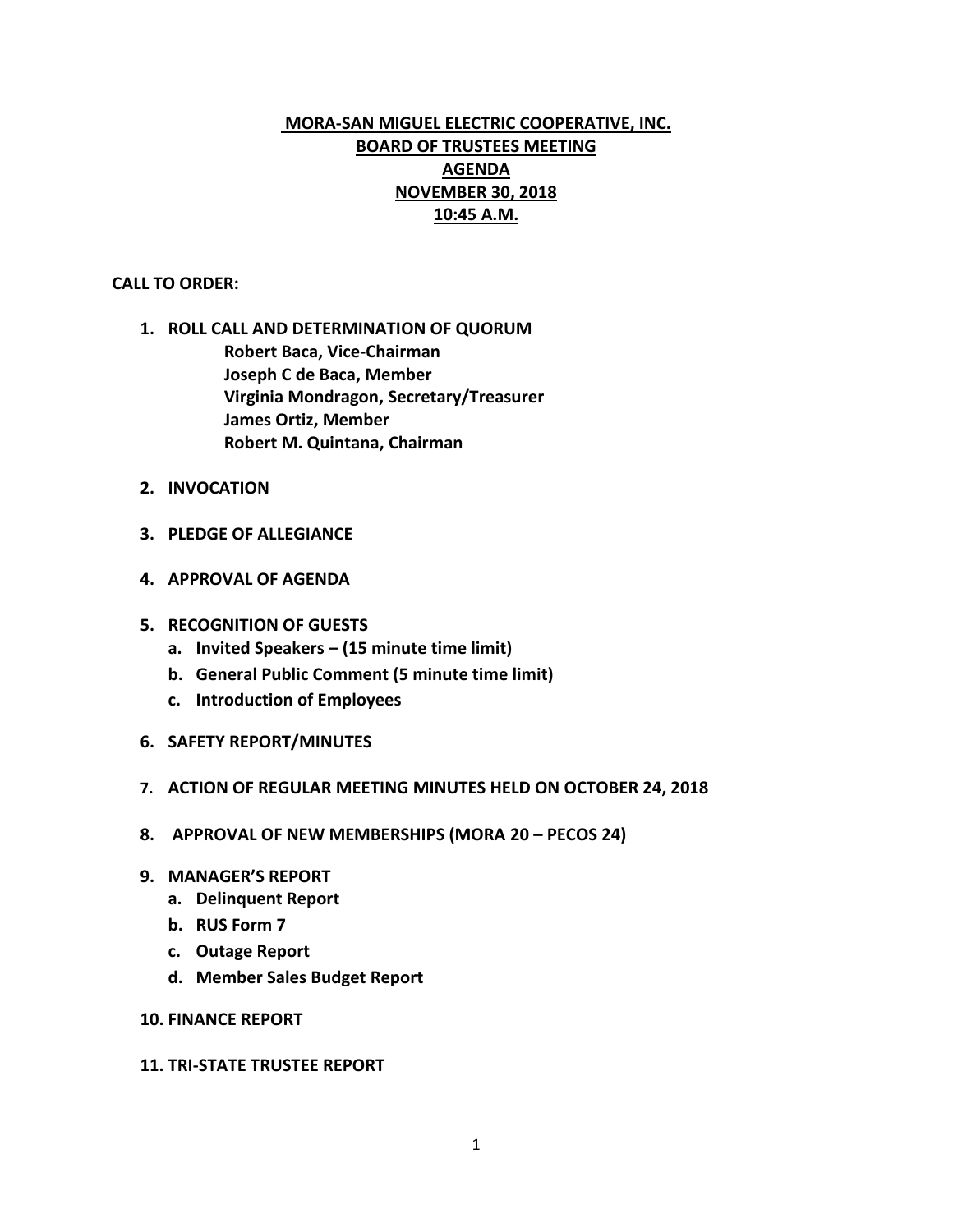# MORA-SAN MIGUEL ELECTRIC COOPERATIVE, INC.
## BOARD OF TRUSTEES MEETING
## AGENDA
## NOVEMBER 30, 2018
## 10:45 A.M.

**CALL TO ORDER:**

1. **ROLL CALL AND DETERMINATION OF QUORUM**
   - **Robert Baca, Vice-Chairman**
   - **Joseph C de Baca, Member**
   - **Virginia Mondragon, Secretary/Treasurer**
   - **James Ortiz, Member**
   - **Robert M. Quintana, Chairman**

2. **INVOCATION**

3. **PLEDGE OF ALLEGIANCE**

4. **APPROVAL OF AGENDA**

5. **RECOGNITION OF GUESTS**
   a. **Invited Speakers – (15 minute time limit)**
   b. **General Public Comment (5 minute time limit)**
   c. **Introduction of Employees**

6. **SAFETY REPORT/MINUTES**

7. **ACTION OF REGULAR MEETING MINUTES HELD ON OCTOBER 24, 2018**

8. **APPROVAL OF NEW MEMBERSHIPS (MORA 20 – PECOS 24)**

9. **MANAGER'S REPORT**
   a. **Delinquent Report**
   b. **RUS Form 7**
   c. **Outage Report**
   d. **Member Sales Budget Report**

10. **FINANCE REPORT**

11. **TRI-STATE TRUSTEE REPORT**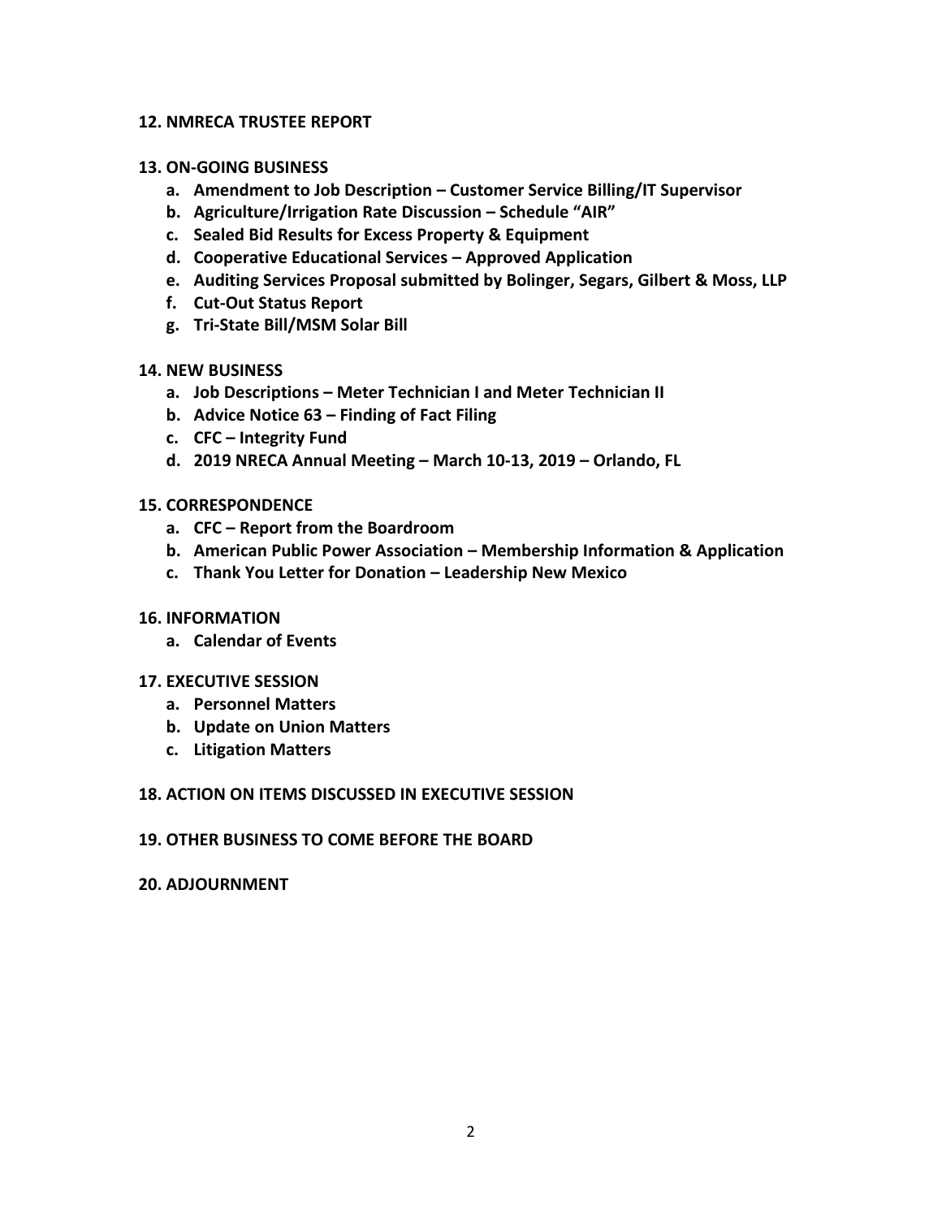**12. NMRECA TRUSTEE REPORT**

**13. ON-GOING BUSINESS**

a. **Amendment to Job Description – Customer Service Billing/IT Supervisor**
b. **Agriculture/Irrigation Rate Discussion – Schedule "AIR"**
c. **Sealed Bid Results for Excess Property & Equipment**
d. **Cooperative Educational Services – Approved Application**
e. **Auditing Services Proposal submitted by Bolinger, Segars, Gilbert & Moss, LLP**
f. **Cut-Out Status Report**
g. **Tri-State Bill/MSM Solar Bill**

**14. NEW BUSINESS**

a. **Job Descriptions – Meter Technician I and Meter Technician II**
b. **Advice Notice 63 – Finding of Fact Filing**
c. **CFC – Integrity Fund**
d. **2019 NRECA Annual Meeting – March 10-13, 2019 – Orlando, FL**

**15. CORRESPONDENCE**

a. **CFC – Report from the Boardroom**
b. **American Public Power Association – Membership Information & Application**
c. **Thank You Letter for Donation – Leadership New Mexico**

**16. INFORMATION**

a. **Calendar of Events**

**17. EXECUTIVE SESSION**

a. **Personnel Matters**
b. **Update on Union Matters**
c. **Litigation Matters**

**18. ACTION ON ITEMS DISCUSSED IN EXECUTIVE SESSION**

**19. OTHER BUSINESS TO COME BEFORE THE BOARD**

**20. ADJOURNMENT**